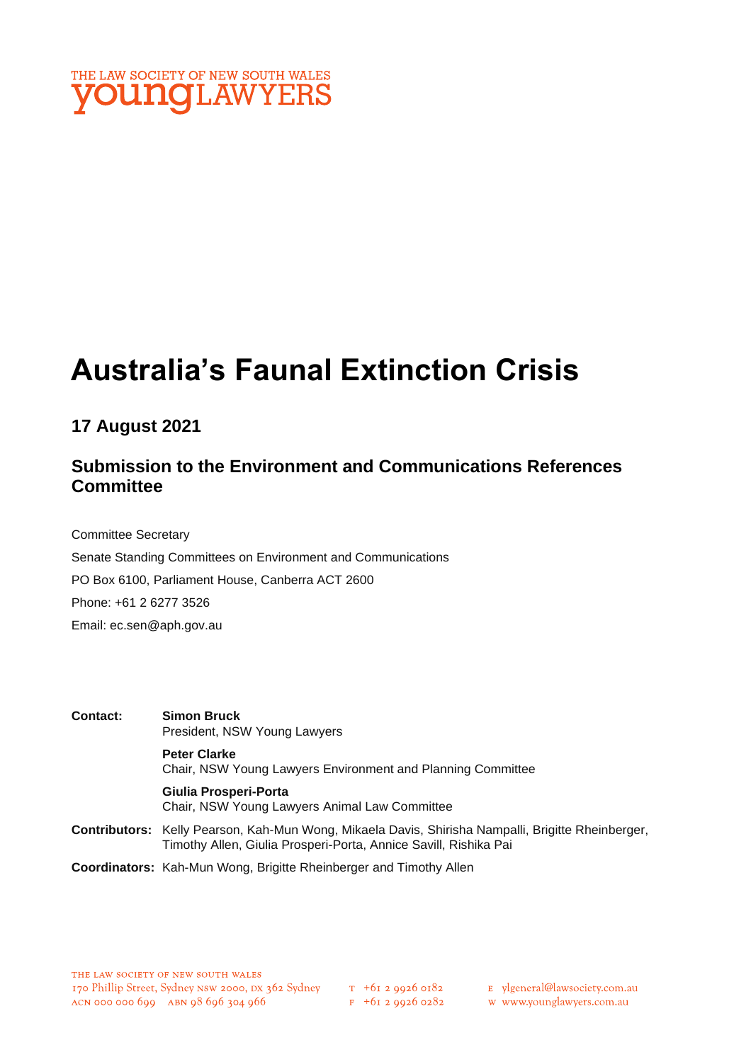THE LAW SOCIETY OF NEW SOUTH WALES
youngLAWYERS

# Australia's Faunal Extinction Crisis

## 17 August 2021

## Submission to the Environment and Communications References Committee

Committee Secretary

Senate Standing Committees on Environment and Communications

PO Box 6100, Parliament House, Canberra ACT 2600

Phone: +61 2 6277 3526

Email: ec.sen@aph.gov.au

**Contact:** **Simon Bruck**
President, NSW Young Lawyers

**Peter Clarke**
Chair, NSW Young Lawyers Environment and Planning Committee

**Giulia Prosperi-Porta**
Chair, NSW Young Lawyers Animal Law Committee

**Contributors:** Kelly Pearson, Kah-Mun Wong, Mikaela Davis, Shirisha Nampalli, Brigitte Rheinberger, Timothy Allen, Giulia Prosperi-Porta, Annice Savill, Rishika Pai

**Coordinators:** Kah-Mun Wong, Brigitte Rheinberger and Timothy Allen

THE LAW SOCIETY OF NEW SOUTH WALES
170 Phillip Street, Sydney NSW 2000, DX 362 Sydney
ACN 000 000 699 ABN 98 696 304 966

T +61 2 9926 0182
F +61 2 9926 0282

E ylgeneral@lawsociety.com.au
W www.younglawyers.com.au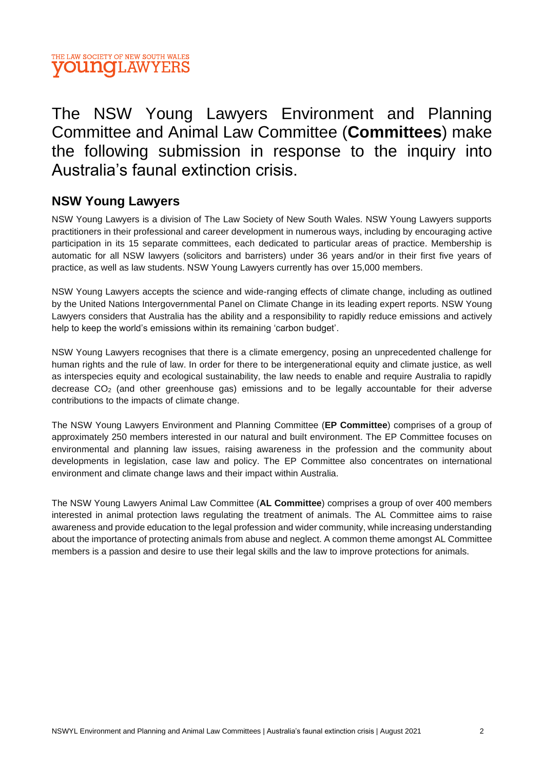The NSW Young Lawyers Environment and Planning Committee and Animal Law Committee (**Committees**) make the following submission in response to the inquiry into Australia's faunal extinction crisis.

## NSW Young Lawyers

NSW Young Lawyers is a division of The Law Society of New South Wales. NSW Young Lawyers supports practitioners in their professional and career development in numerous ways, including by encouraging active participation in its 15 separate committees, each dedicated to particular areas of practice. Membership is automatic for all NSW lawyers (solicitors and barristers) under 36 years and/or in their first five years of practice, as well as law students. NSW Young Lawyers currently has over 15,000 members.

NSW Young Lawyers accepts the science and wide-ranging effects of climate change, including as outlined by the United Nations Intergovernmental Panel on Climate Change in its leading expert reports. NSW Young Lawyers considers that Australia has the ability and a responsibility to rapidly reduce emissions and actively help to keep the world's emissions within its remaining 'carbon budget'.

NSW Young Lawyers recognises that there is a climate emergency, posing an unprecedented challenge for human rights and the rule of law. In order for there to be intergenerational equity and climate justice, as well as interspecies equity and ecological sustainability, the law needs to enable and require Australia to rapidly decrease $CO_2$ (and other greenhouse gas) emissions and to be legally accountable for their adverse contributions to the impacts of climate change.

The NSW Young Lawyers Environment and Planning Committee (**EP Committee**) comprises of a group of approximately 250 members interested in our natural and built environment. The EP Committee focuses on environmental and planning law issues, raising awareness in the profession and the community about developments in legislation, case law and policy. The EP Committee also concentrates on international environment and climate change laws and their impact within Australia.

The NSW Young Lawyers Animal Law Committee (**AL Committee**) comprises a group of over 400 members interested in animal protection laws regulating the treatment of animals. The AL Committee aims to raise awareness and provide education to the legal profession and wider community, while increasing understanding about the importance of protecting animals from abuse and neglect. A common theme amongst AL Committee members is a passion and desire to use their legal skills and the law to improve protections for animals.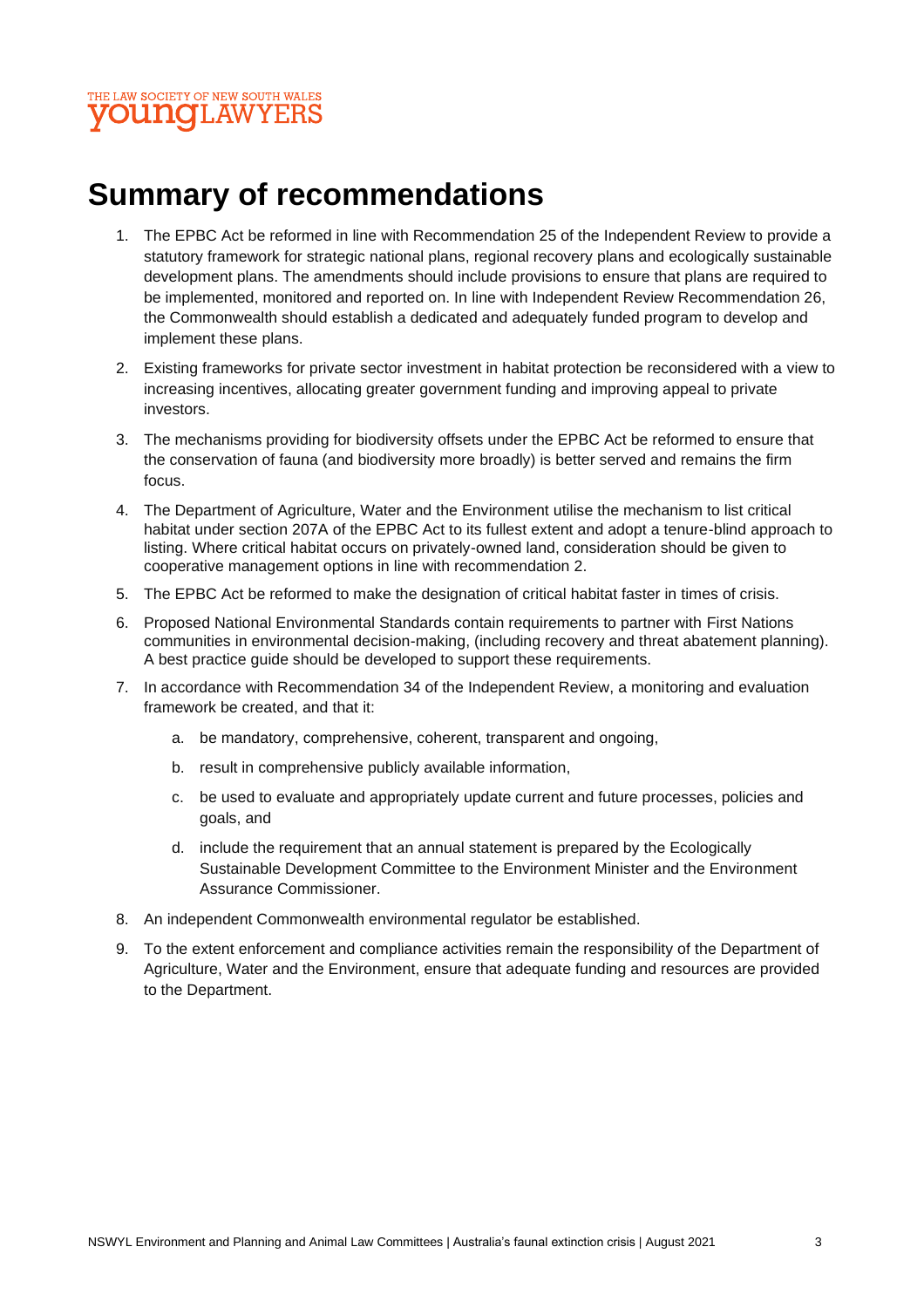# Summary of recommendations

1. The EPBC Act be reformed in line with Recommendation 25 of the Independent Review to provide a statutory framework for strategic national plans, regional recovery plans and ecologically sustainable development plans. The amendments should include provisions to ensure that plans are required to be implemented, monitored and reported on. In line with Independent Review Recommendation 26, the Commonwealth should establish a dedicated and adequately funded program to develop and implement these plans.
2. Existing frameworks for private sector investment in habitat protection be reconsidered with a view to increasing incentives, allocating greater government funding and improving appeal to private investors.
3. The mechanisms providing for biodiversity offsets under the EPBC Act be reformed to ensure that the conservation of fauna (and biodiversity more broadly) is better served and remains the firm focus.
4. The Department of Agriculture, Water and the Environment utilise the mechanism to list critical habitat under section 207A of the EPBC Act to its fullest extent and adopt a tenure-blind approach to listing. Where critical habitat occurs on privately-owned land, consideration should be given to cooperative management options in line with recommendation 2.
5. The EPBC Act be reformed to make the designation of critical habitat faster in times of crisis.
6. Proposed National Environmental Standards contain requirements to partner with First Nations communities in environmental decision-making, (including recovery and threat abatement planning). A best practice guide should be developed to support these requirements.
7. In accordance with Recommendation 34 of the Independent Review, a monitoring and evaluation framework be created, and that it:
   a. be mandatory, comprehensive, coherent, transparent and ongoing,
   b. result in comprehensive publicly available information,
   c. be used to evaluate and appropriately update current and future processes, policies and goals, and
   d. include the requirement that an annual statement is prepared by the Ecologically Sustainable Development Committee to the Environment Minister and the Environment Assurance Commissioner.
8. An independent Commonwealth environmental regulator be established.
9. To the extent enforcement and compliance activities remain the responsibility of the Department of Agriculture, Water and the Environment, ensure that adequate funding and resources are provided to the Department.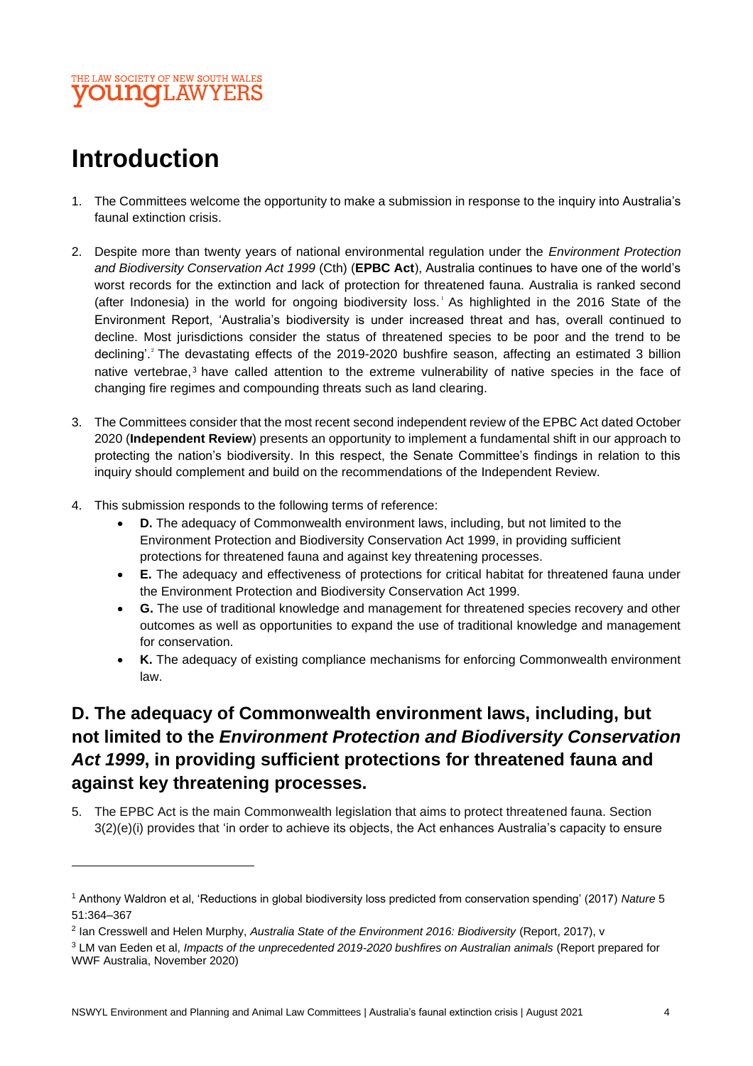# Introduction

1. The Committees welcome the opportunity to make a submission in response to the inquiry into Australia's faunal extinction crisis.

2. Despite more than twenty years of national environmental regulation under the *Environment Protection and Biodiversity Conservation Act 1999* (Cth) (**EPBC Act**), Australia continues to have one of the world's worst records for the extinction and lack of protection for threatened fauna. Australia is ranked second (after Indonesia) in the world for ongoing biodiversity loss.[1] As highlighted in the 2016 State of the Environment Report, 'Australia's biodiversity is under increased threat and has, overall continued to decline. Most jurisdictions consider the status of threatened species to be poor and the trend to be declining'.[2] The devastating effects of the 2019-2020 bushfire season, affecting an estimated 3 billion native vertebrae,[3] have called attention to the extreme vulnerability of native species in the face of changing fire regimes and compounding threats such as land clearing.

3. The Committees consider that the most recent second independent review of the EPBC Act dated October 2020 (**Independent Review**) presents an opportunity to implement a fundamental shift in our approach to protecting the nation's biodiversity. In this respect, the Senate Committee's findings in relation to this inquiry should complement and build on the recommendations of the Independent Review.

4. This submission responds to the following terms of reference:
   - **D.** The adequacy of Commonwealth environment laws, including, but not limited to the Environment Protection and Biodiversity Conservation Act 1999, in providing sufficient protections for threatened fauna and against key threatening processes.
   - **E.** The adequacy and effectiveness of protections for critical habitat for threatened fauna under the Environment Protection and Biodiversity Conservation Act 1999.
   - **G.** The use of traditional knowledge and management for threatened species recovery and other outcomes as well as opportunities to expand the use of traditional knowledge and management for conservation.
   - **K.** The adequacy of existing compliance mechanisms for enforcing Commonwealth environment law.

## D. The adequacy of Commonwealth environment laws, including, but not limited to the *Environment Protection and Biodiversity Conservation Act 1999*, in providing sufficient protections for threatened fauna and against key threatening processes.

5. The EPBC Act is the main Commonwealth legislation that aims to protect threatened fauna. Section 3(2)(e)(i) provides that 'in order to achieve its objects, the Act enhances Australia's capacity to ensure

---

[1] Anthony Waldron et al, 'Reductions in global biodiversity loss predicted from conservation spending' (2017) *Nature* 5 51:364–367

[2] Ian Cresswell and Helen Murphy, *Australia State of the Environment 2016: Biodiversity* (Report, 2017), v

[3] LM van Eeden et al, *Impacts of the unprecedented 2019-2020 bushfires on Australian animals* (Report prepared for WWF Australia, November 2020)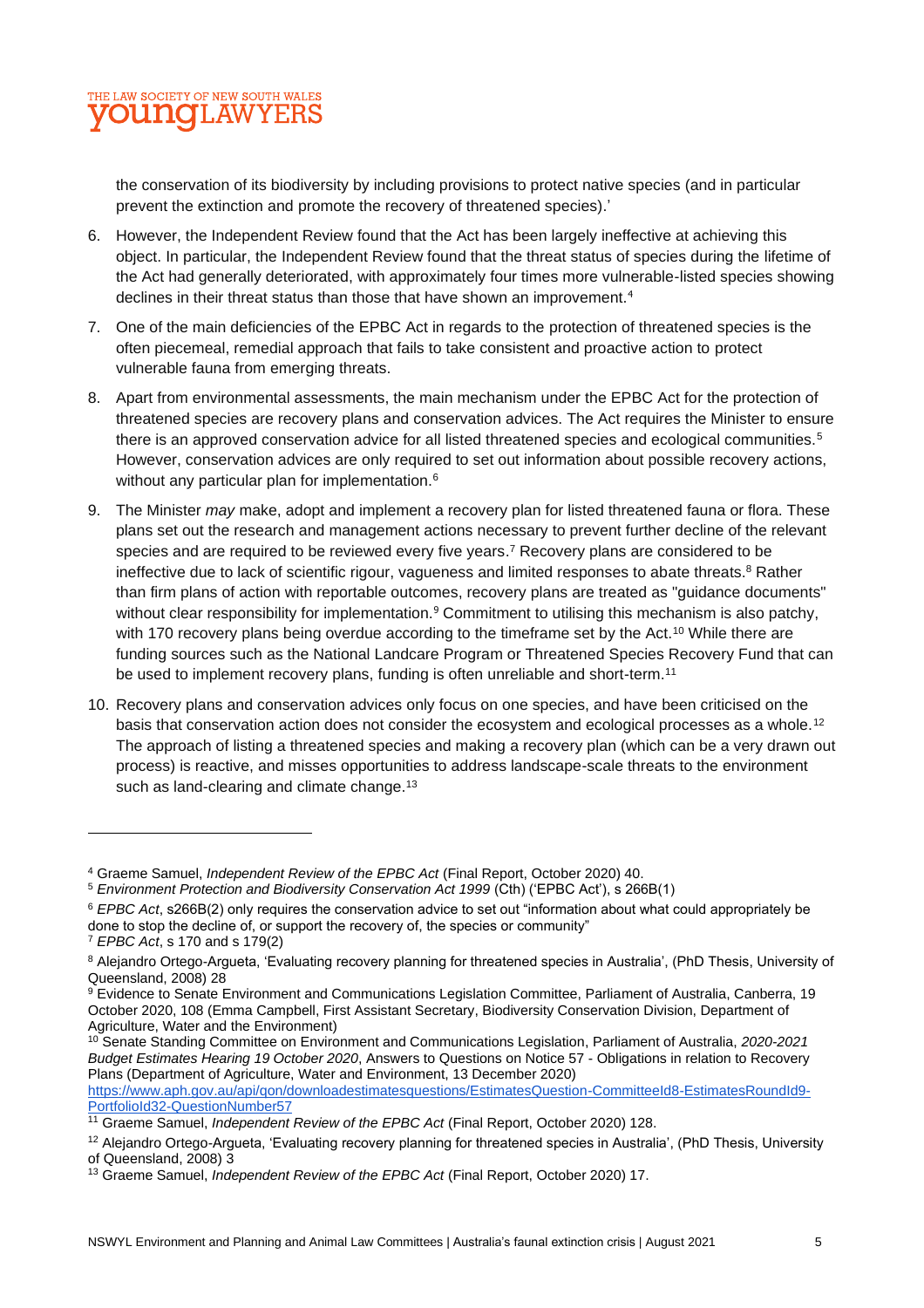the conservation of its biodiversity by including provisions to protect native species (and in particular prevent the extinction and promote the recovery of threatened species).'

6. However, the Independent Review found that the Act has been largely ineffective at achieving this object. In particular, the Independent Review found that the threat status of species during the lifetime of the Act had generally deteriorated, with approximately four times more vulnerable-listed species showing declines in their threat status than those that have shown an improvement.[4]

7. One of the main deficiencies of the EPBC Act in regards to the protection of threatened species is the often piecemeal, remedial approach that fails to take consistent and proactive action to protect vulnerable fauna from emerging threats.

8. Apart from environmental assessments, the main mechanism under the EPBC Act for the protection of threatened species are recovery plans and conservation advices. The Act requires the Minister to ensure there is an approved conservation advice for all listed threatened species and ecological communities.[5] However, conservation advices are only required to set out information about possible recovery actions, without any particular plan for implementation.[6]

9. The Minister *may* make, adopt and implement a recovery plan for listed threatened fauna or flora. These plans set out the research and management actions necessary to prevent further decline of the relevant species and are required to be reviewed every five years.[7] Recovery plans are considered to be ineffective due to lack of scientific rigour, vagueness and limited responses to abate threats.[8] Rather than firm plans of action with reportable outcomes, recovery plans are treated as "guidance documents" without clear responsibility for implementation.[9] Commitment to utilising this mechanism is also patchy, with 170 recovery plans being overdue according to the timeframe set by the Act.[10] While there are funding sources such as the National Landcare Program or Threatened Species Recovery Fund that can be used to implement recovery plans, funding is often unreliable and short-term.[11]

10. Recovery plans and conservation advices only focus on one species, and have been criticised on the basis that conservation action does not consider the ecosystem and ecological processes as a whole.[12] The approach of listing a threatened species and making a recovery plan (which can be a very drawn out process) is reactive, and misses opportunities to address landscape-scale threats to the environment such as land-clearing and climate change.[13]

---

[4] Graeme Samuel, *Independent Review of the EPBC Act* (Final Report, October 2020) 40.

[5] *Environment Protection and Biodiversity Conservation Act 1999* (Cth) ('EPBC Act'), s 266B(1)

[6] *EPBC Act*, s266B(2) only requires the conservation advice to set out "information about what could appropriately be done to stop the decline of, or support the recovery of, the species or community"

[7] *EPBC Act*, s 170 and s 179(2)

[8] Alejandro Ortego-Argueta, 'Evaluating recovery planning for threatened species in Australia', (PhD Thesis, University of Queensland, 2008) 28

[9] Evidence to Senate Environment and Communications Legislation Committee, Parliament of Australia, Canberra, 19 October 2020, 108 (Emma Campbell, First Assistant Secretary, Biodiversity Conservation Division, Department of Agriculture, Water and the Environment)

[10] Senate Standing Committee on Environment and Communications Legislation, Parliament of Australia, *2020-2021 Budget Estimates Hearing 19 October 2020*, Answers to Questions on Notice 57 - Obligations in relation to Recovery Plans (Department of Agriculture, Water and Environment, 13 December 2020) https://www.aph.gov.au/api/qon/downloadestimatesquestions/EstimatesQuestion-CommitteeId8-EstimatesRoundId9-PortfolioId32-QuestionNumber57

[11] Graeme Samuel, *Independent Review of the EPBC Act* (Final Report, October 2020) 128.

[12] Alejandro Ortego-Argueta, 'Evaluating recovery planning for threatened species in Australia', (PhD Thesis, University of Queensland, 2008) 3

[13] Graeme Samuel, *Independent Review of the EPBC Act* (Final Report, October 2020) 17.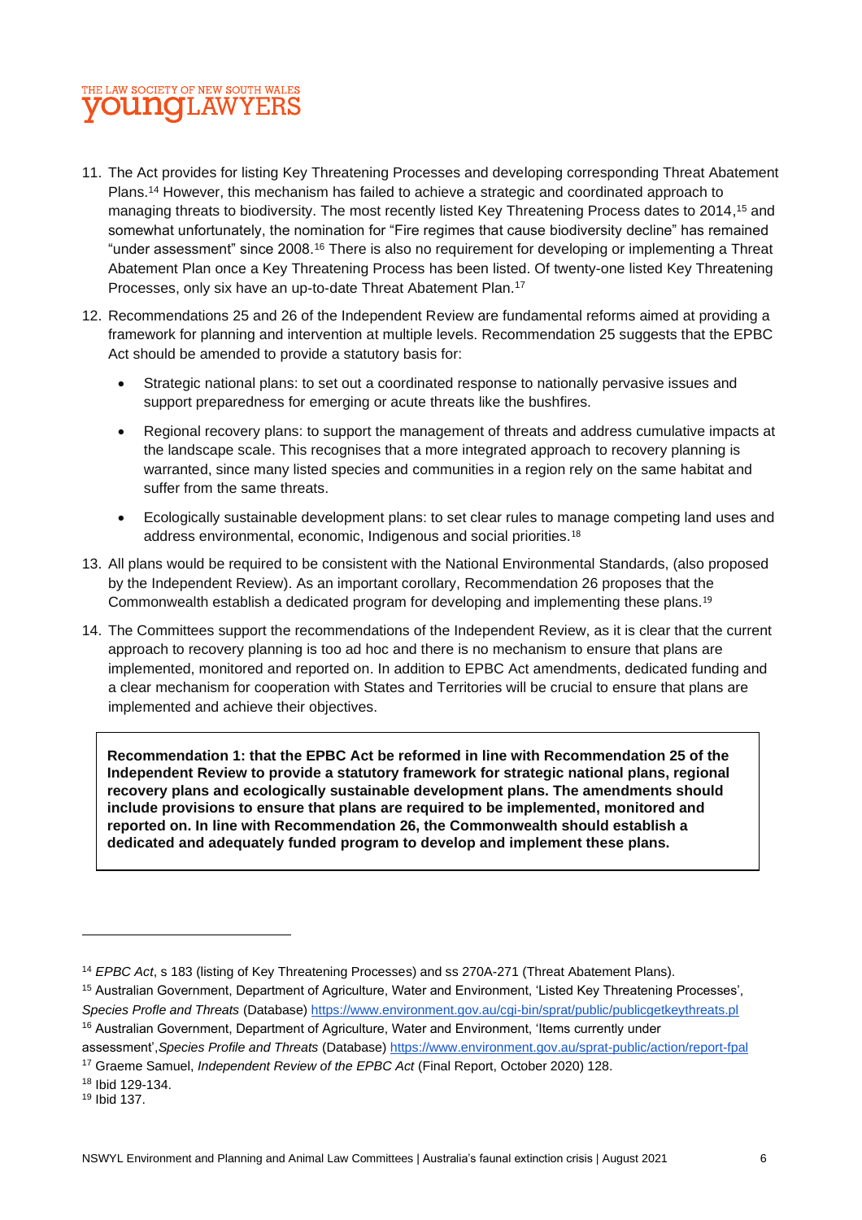11. The Act provides for listing Key Threatening Processes and developing corresponding Threat Abatement Plans.[14] However, this mechanism has failed to achieve a strategic and coordinated approach to managing threats to biodiversity. The most recently listed Key Threatening Process dates to 2014,[15] and somewhat unfortunately, the nomination for "Fire regimes that cause biodiversity decline" has remained "under assessment" since 2008.[16] There is also no requirement for developing or implementing a Threat Abatement Plan once a Key Threatening Process has been listed. Of twenty-one listed Key Threatening Processes, only six have an up-to-date Threat Abatement Plan.[17]

12. Recommendations 25 and 26 of the Independent Review are fundamental reforms aimed at providing a framework for planning and intervention at multiple levels. Recommendation 25 suggests that the EPBC Act should be amended to provide a statutory basis for:

    - Strategic national plans: to set out a coordinated response to nationally pervasive issues and support preparedness for emerging or acute threats like the bushfires.
    - Regional recovery plans: to support the management of threats and address cumulative impacts at the landscape scale. This recognises that a more integrated approach to recovery planning is warranted, since many listed species and communities in a region rely on the same habitat and suffer from the same threats.
    - Ecologically sustainable development plans: to set clear rules to manage competing land uses and address environmental, economic, Indigenous and social priorities.[18]

13. All plans would be required to be consistent with the National Environmental Standards, (also proposed by the Independent Review). As an important corollary, Recommendation 26 proposes that the Commonwealth establish a dedicated program for developing and implementing these plans.[19]

14. The Committees support the recommendations of the Independent Review, as it is clear that the current approach to recovery planning is too ad hoc and there is no mechanism to ensure that plans are implemented, monitored and reported on. In addition to EPBC Act amendments, dedicated funding and a clear mechanism for cooperation with States and Territories will be crucial to ensure that plans are implemented and achieve their objectives.

**Recommendation 1: that the EPBC Act be reformed in line with Recommendation 25 of the Independent Review to provide a statutory framework for strategic national plans, regional recovery plans and ecologically sustainable development plans. The amendments should include provisions to ensure that plans are required to be implemented, monitored and reported on. In line with Recommendation 26, the Commonwealth should establish a dedicated and adequately funded program to develop and implement these plans.**

---

[14] *EPBC Act*, s 183 (listing of Key Threatening Processes) and ss 270A-271 (Threat Abatement Plans).

[15] Australian Government, Department of Agriculture, Water and Environment, 'Listed Key Threatening Processes', *Species Profle and Threats* (Database) https://www.environment.gov.au/cgi-bin/sprat/public/publicgetkeythreats.pl

[16] Australian Government, Department of Agriculture, Water and Environment, 'Items currently under assessment',*Species Profile and Threats* (Database) https://www.environment.gov.au/sprat-public/action/report-fpal

[17] Graeme Samuel, *Independent Review of the EPBC Act* (Final Report, October 2020) 128.

[18] Ibid 129-134.

[19] Ibid 137.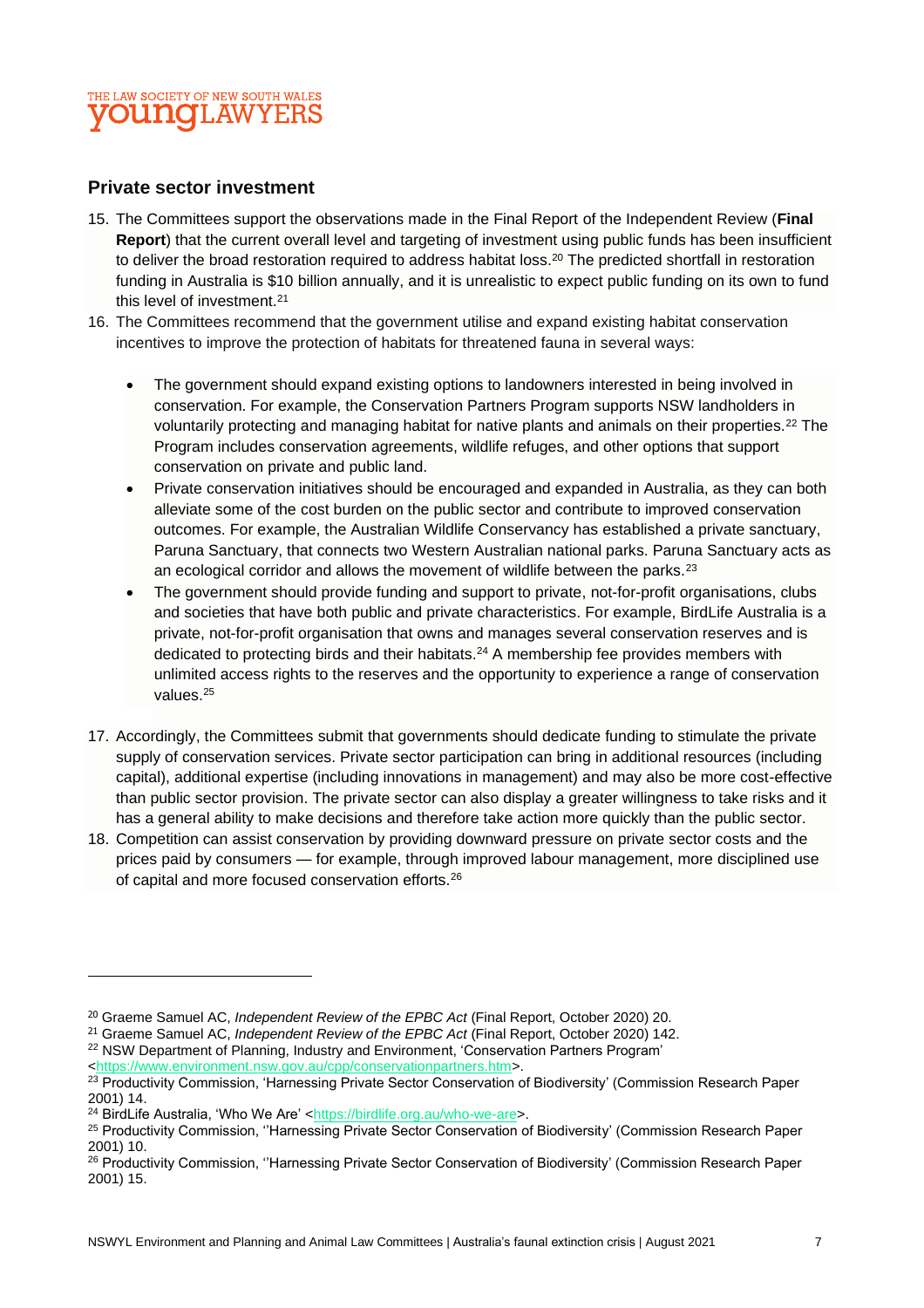## Private sector investment

15. The Committees support the observations made in the Final Report of the Independent Review (**Final Report**) that the current overall level and targeting of investment using public funds has been insufficient to deliver the broad restoration required to address habitat loss.[20] The predicted shortfall in restoration funding in Australia is $10 billion annually, and it is unrealistic to expect public funding on its own to fund this level of investment.[21]
16. The Committees recommend that the government utilise and expand existing habitat conservation incentives to improve the protection of habitats for threatened fauna in several ways:
    - The government should expand existing options to landowners interested in being involved in conservation. For example, the Conservation Partners Program supports NSW landholders in voluntarily protecting and managing habitat for native plants and animals on their properties.[22] The Program includes conservation agreements, wildlife refuges, and other options that support conservation on private and public land.
    - Private conservation initiatives should be encouraged and expanded in Australia, as they can both alleviate some of the cost burden on the public sector and contribute to improved conservation outcomes. For example, the Australian Wildlife Conservancy has established a private sanctuary, Paruna Sanctuary, that connects two Western Australian national parks. Paruna Sanctuary acts as an ecological corridor and allows the movement of wildlife between the parks.[23]
    - The government should provide funding and support to private, not-for-profit organisations, clubs and societies that have both public and private characteristics. For example, BirdLife Australia is a private, not-for-profit organisation that owns and manages several conservation reserves and is dedicated to protecting birds and their habitats.[24] A membership fee provides members with unlimited access rights to the reserves and the opportunity to experience a range of conservation values.[25]
17. Accordingly, the Committees submit that governments should dedicate funding to stimulate the private supply of conservation services. Private sector participation can bring in additional resources (including capital), additional expertise (including innovations in management) and may also be more cost-effective than public sector provision. The private sector can also display a greater willingness to take risks and it has a general ability to make decisions and therefore take action more quickly than the public sector.
18. Competition can assist conservation by providing downward pressure on private sector costs and the prices paid by consumers — for example, through improved labour management, more disciplined use of capital and more focused conservation efforts.[26]

---

[20] Graeme Samuel AC, *Independent Review of the EPBC Act* (Final Report, October 2020) 20.
[21] Graeme Samuel AC, *Independent Review of the EPBC Act* (Final Report, October 2020) 142.
[22] NSW Department of Planning, Industry and Environment, 'Conservation Partners Program' <https://www.environment.nsw.gov.au/cpp/conservationpartners.htm>.
[23] Productivity Commission, 'Harnessing Private Sector Conservation of Biodiversity' (Commission Research Paper 2001) 14.
[24] BirdLife Australia, 'Who We Are' <https://birdlife.org.au/who-we-are>.
[25] Productivity Commission, ''Harnessing Private Sector Conservation of Biodiversity' (Commission Research Paper 2001) 10.
[26] Productivity Commission, ''Harnessing Private Sector Conservation of Biodiversity' (Commission Research Paper 2001) 15.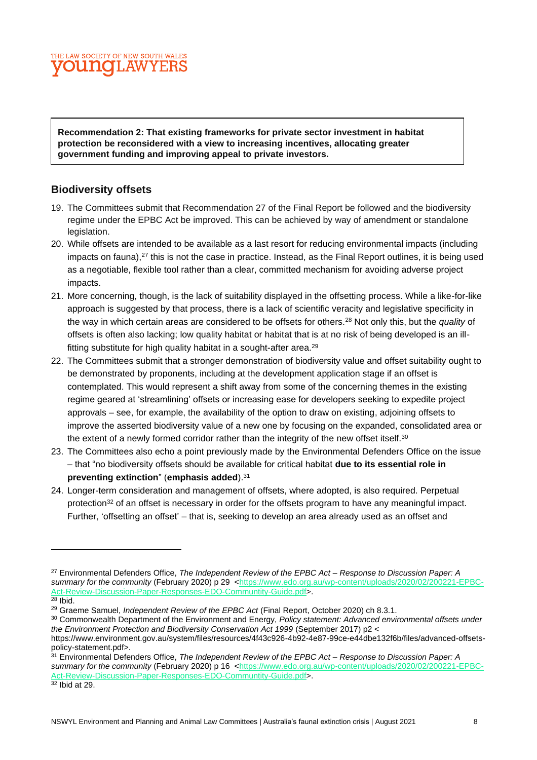**Recommendation 2: That existing frameworks for private sector investment in habitat protection be reconsidered with a view to increasing incentives, allocating greater government funding and improving appeal to private investors.**

## Biodiversity offsets

19. The Committees submit that Recommendation 27 of the Final Report be followed and the biodiversity regime under the EPBC Act be improved. This can be achieved by way of amendment or standalone legislation.
20. While offsets are intended to be available as a last resort for reducing environmental impacts (including impacts on fauna),[27] this is not the case in practice. Instead, as the Final Report outlines, it is being used as a negotiable, flexible tool rather than a clear, committed mechanism for avoiding adverse project impacts.
21. More concerning, though, is the lack of suitability displayed in the offsetting process. While a like-for-like approach is suggested by that process, there is a lack of scientific veracity and legislative specificity in the way in which certain areas are considered to be offsets for others.[28] Not only this, but the *quality* of offsets is often also lacking; low quality habitat or habitat that is at no risk of being developed is an ill-fitting substitute for high quality habitat in a sought-after area.[29]
22. The Committees submit that a stronger demonstration of biodiversity value and offset suitability ought to be demonstrated by proponents, including at the development application stage if an offset is contemplated. This would represent a shift away from some of the concerning themes in the existing regime geared at 'streamlining' offsets or increasing ease for developers seeking to expedite project approvals – see, for example, the availability of the option to draw on existing, adjoining offsets to improve the asserted biodiversity value of a new one by focusing on the expanded, consolidated area or the extent of a newly formed corridor rather than the integrity of the new offset itself.[30]
23. The Committees also echo a point previously made by the Environmental Defenders Office on the issue – that "no biodiversity offsets should be available for critical habitat **due to its essential role in preventing extinction**" (**emphasis added**).[31]
24. Longer-term consideration and management of offsets, where adopted, is also required. Perpetual protection[32] of an offset is necessary in order for the offsets program to have any meaningful impact. Further, 'offsetting an offset' – that is, seeking to develop an area already used as an offset and

---

[27] Environmental Defenders Office, *The Independent Review of the EPBC Act – Response to Discussion Paper: A summary for the community* (February 2020) p 29 <https://www.edo.org.au/wp-content/uploads/2020/02/200221-EPBC-Act-Review-Discussion-Paper-Responses-EDO-Communtity-Guide.pdf>.

[28] Ibid.

[29] Graeme Samuel, *Independent Review of the EPBC Act* (Final Report, October 2020) ch 8.3.1.

[30] Commonwealth Department of the Environment and Energy, *Policy statement: Advanced environmental offsets under the Environment Protection and Biodiversity Conservation Act 1999* (September 2017) p2 < https://www.environment.gov.au/system/files/resources/4f43c926-4b92-4e87-99ce-e44dbe132f6b/files/advanced-offsets-policy-statement.pdf>.

[31] Environmental Defenders Office, *The Independent Review of the EPBC Act – Response to Discussion Paper: A summary for the community* (February 2020) p 16 <https://www.edo.org.au/wp-content/uploads/2020/02/200221-EPBC-Act-Review-Discussion-Paper-Responses-EDO-Communtity-Guide.pdf>.

[32] Ibid at 29.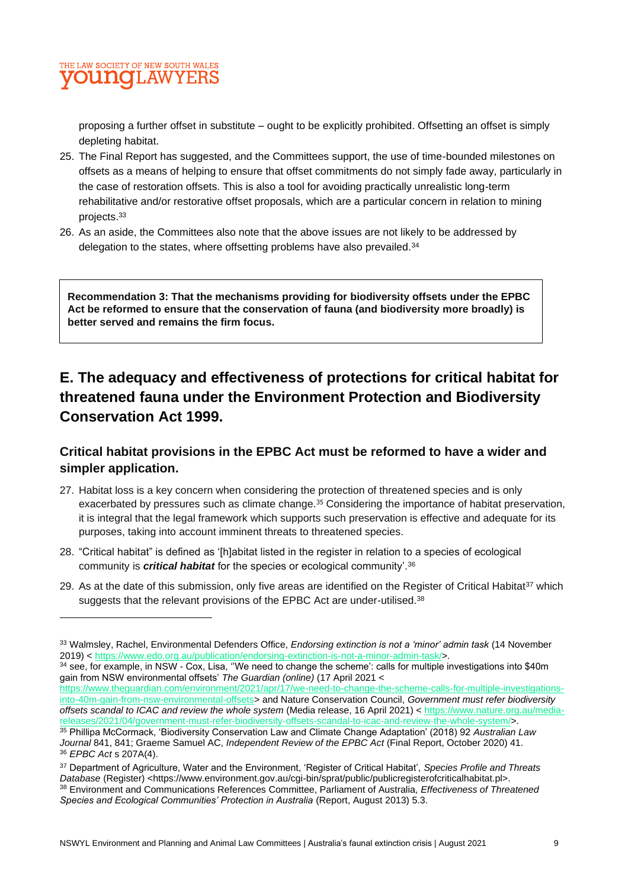proposing a further offset in substitute – ought to be explicitly prohibited. Offsetting an offset is simply depleting habitat.

25. The Final Report has suggested, and the Committees support, the use of time-bounded milestones on offsets as a means of helping to ensure that offset commitments do not simply fade away, particularly in the case of restoration offsets. This is also a tool for avoiding practically unrealistic long-term rehabilitative and/or restorative offset proposals, which are a particular concern in relation to mining projects.[33]
26. As an aside, the Committees also note that the above issues are not likely to be addressed by delegation to the states, where offsetting problems have also prevailed.[34]

**Recommendation 3: That the mechanisms providing for biodiversity offsets under the EPBC Act be reformed to ensure that the conservation of fauna (and biodiversity more broadly) is better served and remains the firm focus.**

## E. The adequacy and effectiveness of protections for critical habitat for threatened fauna under the Environment Protection and Biodiversity Conservation Act 1999.

### Critical habitat provisions in the EPBC Act must be reformed to have a wider and simpler application.

27. Habitat loss is a key concern when considering the protection of threatened species and is only exacerbated by pressures such as climate change.[35] Considering the importance of habitat preservation, it is integral that the legal framework which supports such preservation is effective and adequate for its purposes, taking into account imminent threats to threatened species.
28. "Critical habitat" is defined as '[h]abitat listed in the register in relation to a species of ecological community is ***critical habitat*** for the species or ecological community'.[36]
29. As at the date of this submission, only five areas are identified on the Register of Critical Habitat[37] which suggests that the relevant provisions of the EPBC Act are under-utilised.[38]

---

[33] Walmsley, Rachel, Environmental Defenders Office, *Endorsing extinction is not a 'minor' admin task* (14 November 2019) < https://www.edo.org.au/publication/endorsing-extinction-is-not-a-minor-admin-task/>.

[34] see, for example, in NSW - Cox, Lisa, ''We need to change the scheme': calls for multiple investigations into $40m gain from NSW environmental offsets' *The Guardian (online)* (17 April 2021 < https://www.theguardian.com/environment/2021/apr/17/we-need-to-change-the-scheme-calls-for-multiple-investigations-into-40m-gain-from-nsw-environmental-offsets> and Nature Conservation Council, *Government must refer biodiversity offsets scandal to ICAC and review the whole system* (Media release, 16 April 2021) < https://www.nature.org.au/media-releases/2021/04/government-must-refer-biodiversity-offsets-scandal-to-icac-and-review-the-whole-system/>.

[35] Phillipa McCormack, 'Biodiversity Conservation Law and Climate Change Adaptation' (2018) 92 *Australian Law Journal* 841, 841; Graeme Samuel AC, *Independent Review of the EPBC Act* (Final Report, October 2020) 41.

[36] *EPBC Act* s 207A(4).

[37] Department of Agriculture, Water and the Environment, 'Register of Critical Habitat', *Species Profile and Threats Database* (Register) <https://www.environment.gov.au/cgi-bin/sprat/public/publicregisterofcriticalhabitat.pl>.

[38] Environment and Communications References Committee, Parliament of Australia, *Effectiveness of Threatened Species and Ecological Communities' Protection in Australia* (Report, August 2013) 5.3.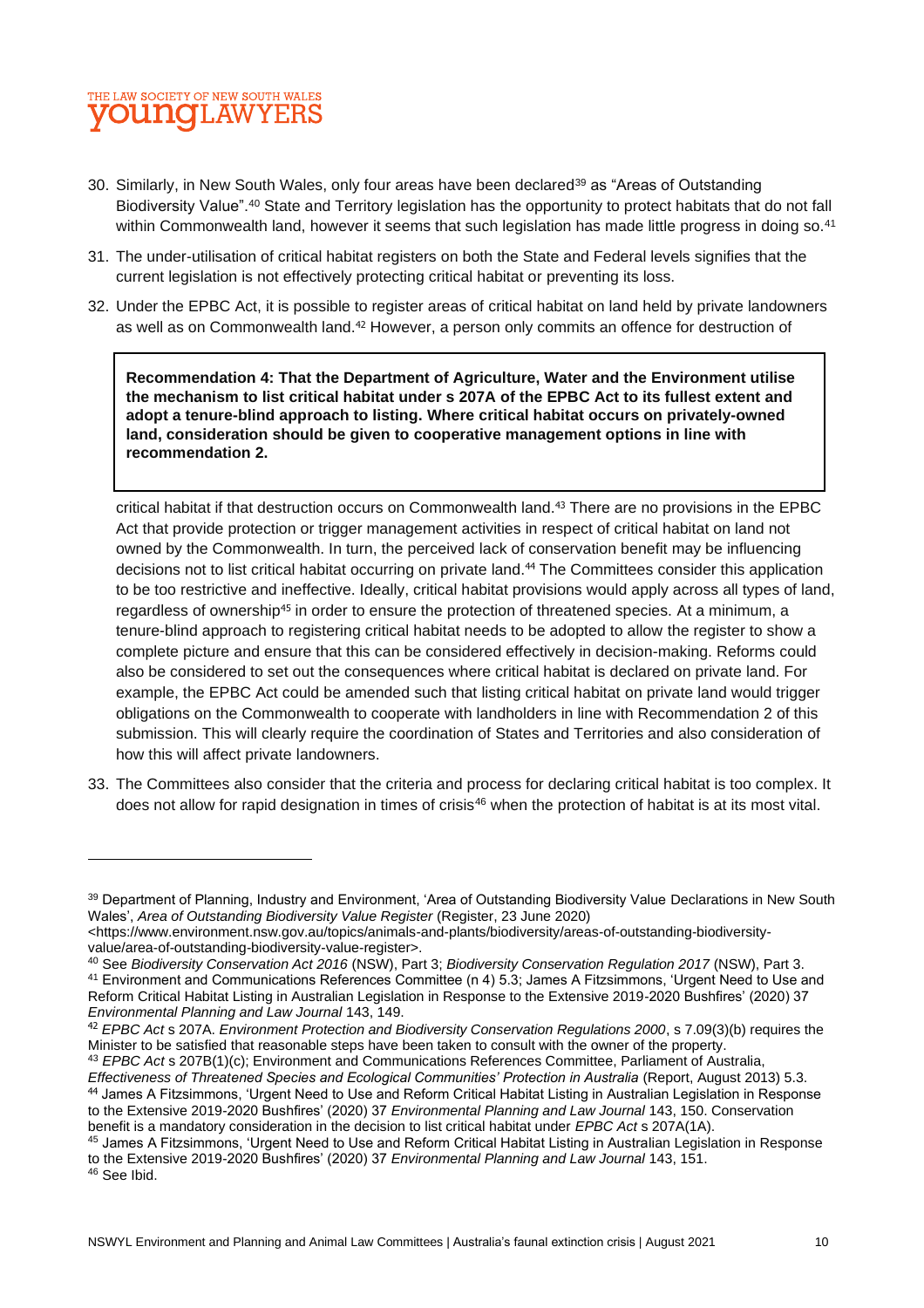30. Similarly, in New South Wales, only four areas have been declared[39] as "Areas of Outstanding Biodiversity Value".[40] State and Territory legislation has the opportunity to protect habitats that do not fall within Commonwealth land, however it seems that such legislation has made little progress in doing so.[41]

31. The under-utilisation of critical habitat registers on both the State and Federal levels signifies that the current legislation is not effectively protecting critical habitat or preventing its loss.

32. Under the EPBC Act, it is possible to register areas of critical habitat on land held by private landowners as well as on Commonwealth land.[42] However, a person only commits an offence for destruction of critical habitat if that destruction occurs on Commonwealth land.[43] There are no provisions in the EPBC Act that provide protection or trigger management activities in respect of critical habitat on land not owned by the Commonwealth. In turn, the perceived lack of conservation benefit may be influencing decisions not to list critical habitat occurring on private land.[44] The Committees consider this application to be too restrictive and ineffective. Ideally, critical habitat provisions would apply across all types of land, regardless of ownership[45] in order to ensure the protection of threatened species. At a minimum, a tenure-blind approach to registering critical habitat needs to be adopted to allow the register to show a complete picture and ensure that this can be considered effectively in decision-making. Reforms could also be considered to set out the consequences where critical habitat is declared on private land. For example, the EPBC Act could be amended such that listing critical habitat on private land would trigger obligations on the Commonwealth to cooperate with landholders in line with Recommendation 2 of this submission. This will clearly require the coordination of States and Territories and also consideration of how this will affect private landowners.

> **Recommendation 4: That the Department of Agriculture, Water and the Environment utilise the mechanism to list critical habitat under s 207A of the EPBC Act to its fullest extent and adopt a tenure-blind approach to listing. Where critical habitat occurs on privately-owned land, consideration should be given to cooperative management options in line with recommendation 2.**

33. The Committees also consider that the criteria and process for declaring critical habitat is too complex. It does not allow for rapid designation in times of crisis[46] when the protection of habitat is at its most vital.

---

[39] Department of Planning, Industry and Environment, 'Area of Outstanding Biodiversity Value Declarations in New South Wales', *Area of Outstanding Biodiversity Value Register* (Register, 23 June 2020) <https://www.environment.nsw.gov.au/topics/animals-and-plants/biodiversity/areas-of-outstanding-biodiversity-value/area-of-outstanding-biodiversity-value-register>.

[40] See *Biodiversity Conservation Act 2016* (NSW), Part 3; *Biodiversity Conservation Regulation 2017* (NSW), Part 3.

[41] Environment and Communications References Committee (n 4) 5.3; James A Fitzsimmons, 'Urgent Need to Use and Reform Critical Habitat Listing in Australian Legislation in Response to the Extensive 2019-2020 Bushfires' (2020) 37 *Environmental Planning and Law Journal* 143, 149.

[42] *EPBC Act* s 207A. *Environment Protection and Biodiversity Conservation Regulations 2000*, s 7.09(3)(b) requires the Minister to be satisfied that reasonable steps have been taken to consult with the owner of the property.

[43] *EPBC Act* s 207B(1)(c); Environment and Communications References Committee, Parliament of Australia, *Effectiveness of Threatened Species and Ecological Communities' Protection in Australia* (Report, August 2013) 5.3.

[44] James A Fitzsimmons, 'Urgent Need to Use and Reform Critical Habitat Listing in Australian Legislation in Response to the Extensive 2019-2020 Bushfires' (2020) 37 *Environmental Planning and Law Journal* 143, 150. Conservation benefit is a mandatory consideration in the decision to list critical habitat under *EPBC Act* s 207A(1A).

[45] James A Fitzsimmons, 'Urgent Need to Use and Reform Critical Habitat Listing in Australian Legislation in Response to the Extensive 2019-2020 Bushfires' (2020) 37 *Environmental Planning and Law Journal* 143, 151.

[46] See Ibid.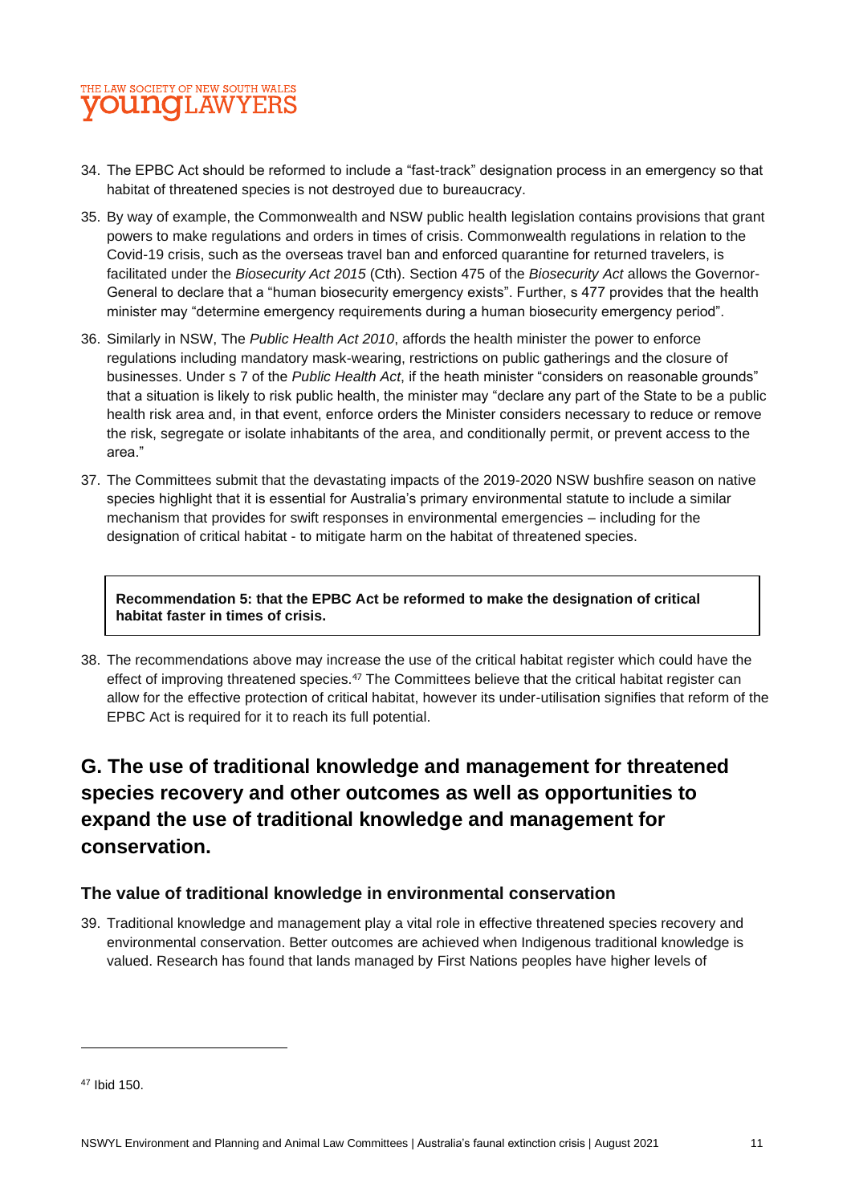34. The EPBC Act should be reformed to include a "fast-track" designation process in an emergency so that habitat of threatened species is not destroyed due to bureaucracy.

35. By way of example, the Commonwealth and NSW public health legislation contains provisions that grant powers to make regulations and orders in times of crisis. Commonwealth regulations in relation to the Covid-19 crisis, such as the overseas travel ban and enforced quarantine for returned travelers, is facilitated under the *Biosecurity Act 2015* (Cth). Section 475 of the *Biosecurity Act* allows the Governor-General to declare that a "human biosecurity emergency exists". Further, s 477 provides that the health minister may "determine emergency requirements during a human biosecurity emergency period".

36. Similarly in NSW, The *Public Health Act 2010*, affords the health minister the power to enforce regulations including mandatory mask-wearing, restrictions on public gatherings and the closure of businesses. Under s 7 of the *Public Health Act*, if the heath minister "considers on reasonable grounds" that a situation is likely to risk public health, the minister may "declare any part of the State to be a public health risk area and, in that event, enforce orders the Minister considers necessary to reduce or remove the risk, segregate or isolate inhabitants of the area, and conditionally permit, or prevent access to the area."

37. The Committees submit that the devastating impacts of the 2019-2020 NSW bushfire season on native species highlight that it is essential for Australia's primary environmental statute to include a similar mechanism that provides for swift responses in environmental emergencies – including for the designation of critical habitat - to mitigate harm on the habitat of threatened species.

**Recommendation 5: that the EPBC Act be reformed to make the designation of critical habitat faster in times of crisis.**

38. The recommendations above may increase the use of the critical habitat register which could have the effect of improving threatened species.[47] The Committees believe that the critical habitat register can allow for the effective protection of critical habitat, however its under-utilisation signifies that reform of the EPBC Act is required for it to reach its full potential.

## G. The use of traditional knowledge and management for threatened species recovery and other outcomes as well as opportunities to expand the use of traditional knowledge and management for conservation.

### The value of traditional knowledge in environmental conservation

39. Traditional knowledge and management play a vital role in effective threatened species recovery and environmental conservation. Better outcomes are achieved when Indigenous traditional knowledge is valued. Research has found that lands managed by First Nations peoples have higher levels of

[47] Ibid 150.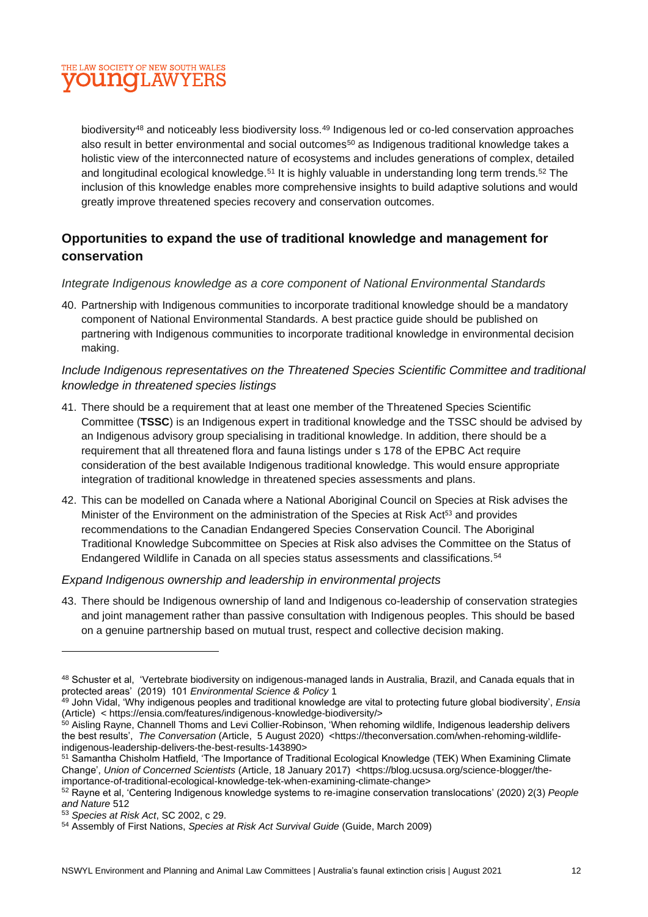biodiversity[48] and noticeably less biodiversity loss.[49] Indigenous led or co-led conservation approaches also result in better environmental and social outcomes[50] as Indigenous traditional knowledge takes a holistic view of the interconnected nature of ecosystems and includes generations of complex, detailed and longitudinal ecological knowledge.[51] It is highly valuable in understanding long term trends.[52] The inclusion of this knowledge enables more comprehensive insights to build adaptive solutions and would greatly improve threatened species recovery and conservation outcomes.

## Opportunities to expand the use of traditional knowledge and management for conservation

*Integrate Indigenous knowledge as a core component of National Environmental Standards*

40. Partnership with Indigenous communities to incorporate traditional knowledge should be a mandatory component of National Environmental Standards. A best practice guide should be published on partnering with Indigenous communities to incorporate traditional knowledge in environmental decision making.

*Include Indigenous representatives on the Threatened Species Scientific Committee and traditional knowledge in threatened species listings*

41. There should be a requirement that at least one member of the Threatened Species Scientific Committee (**TSSC**) is an Indigenous expert in traditional knowledge and the TSSC should be advised by an Indigenous advisory group specialising in traditional knowledge. In addition, there should be a requirement that all threatened flora and fauna listings under s 178 of the EPBC Act require consideration of the best available Indigenous traditional knowledge. This would ensure appropriate integration of traditional knowledge in threatened species assessments and plans.

42. This can be modelled on Canada where a National Aboriginal Council on Species at Risk advises the Minister of the Environment on the administration of the Species at Risk Act[53] and provides recommendations to the Canadian Endangered Species Conservation Council. The Aboriginal Traditional Knowledge Subcommittee on Species at Risk also advises the Committee on the Status of Endangered Wildlife in Canada on all species status assessments and classifications.[54]

*Expand Indigenous ownership and leadership in environmental projects*

43. There should be Indigenous ownership of land and Indigenous co-leadership of conservation strategies and joint management rather than passive consultation with Indigenous peoples. This should be based on a genuine partnership based on mutual trust, respect and collective decision making.

---

[48] Schuster et al, 'Vertebrate biodiversity on indigenous-managed lands in Australia, Brazil, and Canada equals that in protected areas' (2019) 101 *Environmental Science & Policy* 1

[49] John Vidal, 'Why indigenous peoples and traditional knowledge are vital to protecting future global biodiversity', *Ensia* (Article) < https://ensia.com/features/indigenous-knowledge-biodiversity/>

[50] Aisling Rayne, Channell Thoms and Levi Collier-Robinson, 'When rehoming wildlife, Indigenous leadership delivers the best results', *The Conversation* (Article, 5 August 2020) <https://theconversation.com/when-rehoming-wildlife-indigenous-leadership-delivers-the-best-results-143890>

[51] Samantha Chisholm Hatfield, 'The Importance of Traditional Ecological Knowledge (TEK) When Examining Climate Change', *Union of Concerned Scientists* (Article, 18 January 2017) <https://blog.ucsusa.org/science-blogger/the-importance-of-traditional-ecological-knowledge-tek-when-examining-climate-change>

[52] Rayne et al, 'Centering Indigenous knowledge systems to re-imagine conservation translocations' (2020) 2(3) *People and Nature* 512

[53] *Species at Risk Act*, SC 2002, c 29.

[54] Assembly of First Nations, *Species at Risk Act Survival Guide* (Guide, March 2009)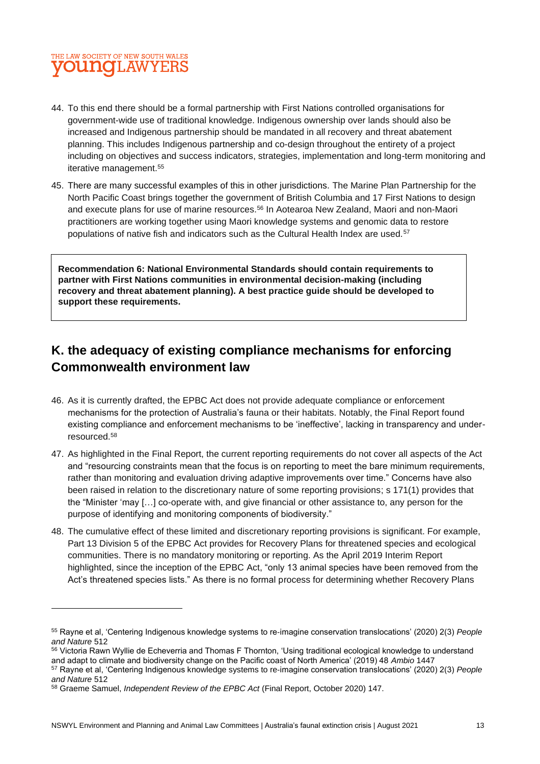44. To this end there should be a formal partnership with First Nations controlled organisations for government-wide use of traditional knowledge. Indigenous ownership over lands should also be increased and Indigenous partnership should be mandated in all recovery and threat abatement planning. This includes Indigenous partnership and co-design throughout the entirety of a project including on objectives and success indicators, strategies, implementation and long-term monitoring and iterative management.[55]

45. There are many successful examples of this in other jurisdictions. The Marine Plan Partnership for the North Pacific Coast brings together the government of British Columbia and 17 First Nations to design and execute plans for use of marine resources.[56] In Aotearoa New Zealand, Maori and non-Maori practitioners are working together using Maori knowledge systems and genomic data to restore populations of native fish and indicators such as the Cultural Health Index are used.[57]

> **Recommendation 6: National Environmental Standards should contain requirements to partner with First Nations communities in environmental decision-making (including recovery and threat abatement planning). A best practice guide should be developed to support these requirements.**

## K. the adequacy of existing compliance mechanisms for enforcing Commonwealth environment law

46. As it is currently drafted, the EPBC Act does not provide adequate compliance or enforcement mechanisms for the protection of Australia's fauna or their habitats. Notably, the Final Report found existing compliance and enforcement mechanisms to be 'ineffective', lacking in transparency and under-resourced.[58]

47. As highlighted in the Final Report, the current reporting requirements do not cover all aspects of the Act and "resourcing constraints mean that the focus is on reporting to meet the bare minimum requirements, rather than monitoring and evaluation driving adaptive improvements over time." Concerns have also been raised in relation to the discretionary nature of some reporting provisions; s 171(1) provides that the "Minister 'may […] co-operate with, and give financial or other assistance to, any person for the purpose of identifying and monitoring components of biodiversity."

48. The cumulative effect of these limited and discretionary reporting provisions is significant. For example, Part 13 Division 5 of the EPBC Act provides for Recovery Plans for threatened species and ecological communities. There is no mandatory monitoring or reporting. As the April 2019 Interim Report highlighted, since the inception of the EPBC Act, "only 13 animal species have been removed from the Act's threatened species lists." As there is no formal process for determining whether Recovery Plans

---

[55] Rayne et al, 'Centering Indigenous knowledge systems to re-imagine conservation translocations' (2020) 2(3) *People and Nature* 512

[56] Victoria Rawn Wyllie de Echeverria and Thomas F Thornton, 'Using traditional ecological knowledge to understand and adapt to climate and biodiversity change on the Pacific coast of North America' (2019) 48 *Ambio* 1447

[57] Rayne et al, 'Centering Indigenous knowledge systems to re-imagine conservation translocations' (2020) 2(3) *People and Nature* 512

[58] Graeme Samuel, *Independent Review of the EPBC Act* (Final Report, October 2020) 147.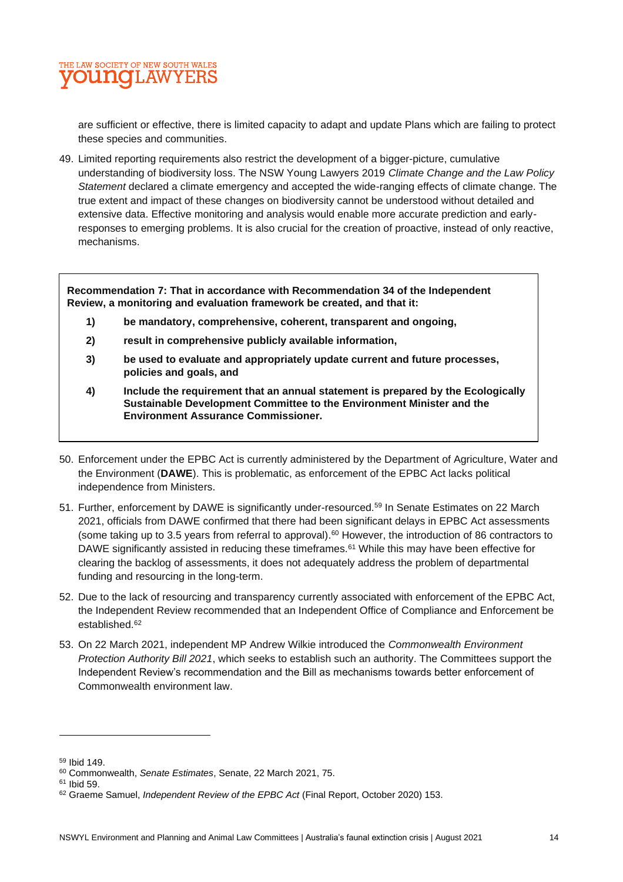are sufficient or effective, there is limited capacity to adapt and update Plans which are failing to protect these species and communities.

49. Limited reporting requirements also restrict the development of a bigger-picture, cumulative understanding of biodiversity loss. The NSW Young Lawyers 2019 *Climate Change and the Law Policy Statement* declared a climate emergency and accepted the wide-ranging effects of climate change. The true extent and impact of these changes on biodiversity cannot be understood without detailed and extensive data. Effective monitoring and analysis would enable more accurate prediction and early-responses to emerging problems. It is also crucial for the creation of proactive, instead of only reactive, mechanisms.

> **Recommendation 7: That in accordance with Recommendation 34 of the Independent Review, a monitoring and evaluation framework be created, and that it:**
>
> **1) be mandatory, comprehensive, coherent, transparent and ongoing,**
>
> **2) result in comprehensive publicly available information,**
>
> **3) be used to evaluate and appropriately update current and future processes, policies and goals, and**
>
> **4) Include the requirement that an annual statement is prepared by the Ecologically Sustainable Development Committee to the Environment Minister and the Environment Assurance Commissioner.**

50. Enforcement under the EPBC Act is currently administered by the Department of Agriculture, Water and the Environment (**DAWE**). This is problematic, as enforcement of the EPBC Act lacks political independence from Ministers.

51. Further, enforcement by DAWE is significantly under-resourced.[59] In Senate Estimates on 22 March 2021, officials from DAWE confirmed that there had been significant delays in EPBC Act assessments (some taking up to 3.5 years from referral to approval).[60] However, the introduction of 86 contractors to DAWE significantly assisted in reducing these timeframes.[61] While this may have been effective for clearing the backlog of assessments, it does not adequately address the problem of departmental funding and resourcing in the long-term.

52. Due to the lack of resourcing and transparency currently associated with enforcement of the EPBC Act, the Independent Review recommended that an Independent Office of Compliance and Enforcement be established.[62]

53. On 22 March 2021, independent MP Andrew Wilkie introduced the *Commonwealth Environment Protection Authority Bill 2021*, which seeks to establish such an authority. The Committees support the Independent Review's recommendation and the Bill as mechanisms towards better enforcement of Commonwealth environment law.

---

[59] Ibid 149.

[60] Commonwealth, *Senate Estimates*, Senate, 22 March 2021, 75.

[61] Ibid 59.

[62] Graeme Samuel, *Independent Review of the EPBC Act* (Final Report, October 2020) 153.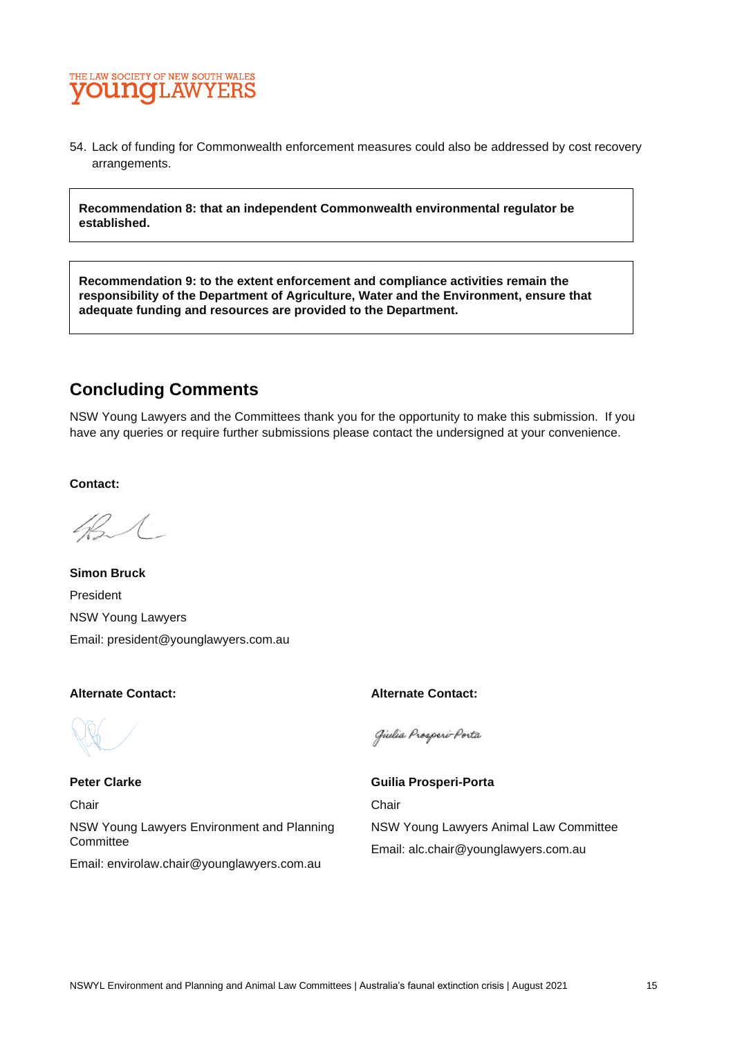54. Lack of funding for Commonwealth enforcement measures could also be addressed by cost recovery arrangements.

**Recommendation 8: that an independent Commonwealth environmental regulator be established.**

**Recommendation 9: to the extent enforcement and compliance activities remain the responsibility of the Department of Agriculture, Water and the Environment, ensure that adequate funding and resources are provided to the Department.**

## Concluding Comments

NSW Young Lawyers and the Committees thank you for the opportunity to make this submission. If you have any queries or require further submissions please contact the undersigned at your convenience.

**Contact:**

**Simon Bruck**
President
NSW Young Lawyers
Email: president@younglawyers.com.au

**Alternate Contact:**

**Peter Clarke**
Chair
NSW Young Lawyers Environment and Planning Committee
Email: envirolaw.chair@younglawyers.com.au

**Alternate Contact:**

**Guilia Prosperi-Porta**
Chair
NSW Young Lawyers Animal Law Committee
Email: alc.chair@younglawyers.com.au